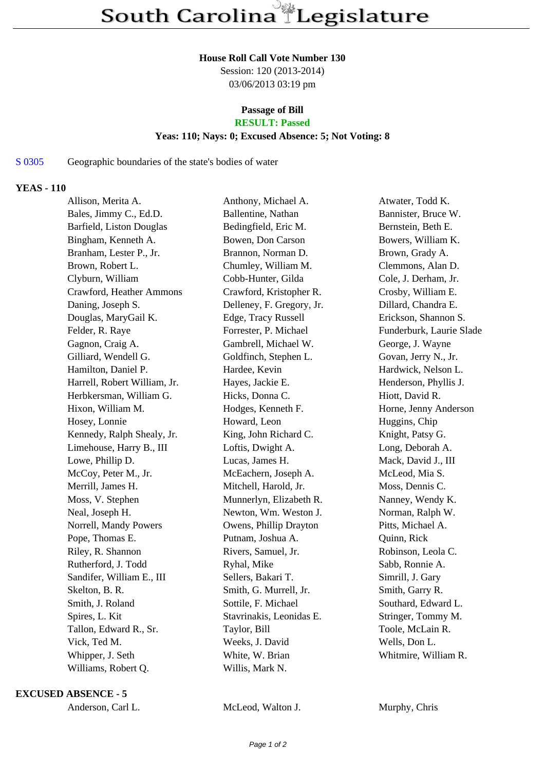# South Carolina Legislature

**House Roll Call Vote Number 130**
Session: 120 (2013-2014)
03/06/2013 03:19 pm

**Passage of Bill**
**RESULT: Passed**
**Yeas: 110; Nays: 0; Excused Absence: 5; Not Voting: 8**

S 0305 Geographic boundaries of the state's bodies of water

**YEAS - 110**

| | | |
|---|---|---|
| Allison, Merita A. | Anthony, Michael A. | Atwater, Todd K. |
| Bales, Jimmy C., Ed.D. | Ballentine, Nathan | Bannister, Bruce W. |
| Barfield, Liston Douglas | Bedingfield, Eric M. | Bernstein, Beth E. |
| Bingham, Kenneth A. | Bowen, Don Carson | Bowers, William K. |
| Branham, Lester P., Jr. | Brannon, Norman D. | Brown, Grady A. |
| Brown, Robert L. | Chumley, William M. | Clemmons, Alan D. |
| Clyburn, William | Cobb-Hunter, Gilda | Cole, J. Derham, Jr. |
| Crawford, Heather Ammons | Crawford, Kristopher R. | Crosby, William E. |
| Daning, Joseph S. | Delleney, F. Gregory, Jr. | Dillard, Chandra E. |
| Douglas, MaryGail K. | Edge, Tracy Russell | Erickson, Shannon S. |
| Felder, R. Raye | Forrester, P. Michael | Funderburk, Laurie Slade |
| Gagnon, Craig A. | Gambrell, Michael W. | George, J. Wayne |
| Gilliard, Wendell G. | Goldfinch, Stephen L. | Govan, Jerry N., Jr. |
| Hamilton, Daniel P. | Hardee, Kevin | Hardwick, Nelson L. |
| Harrell, Robert William, Jr. | Hayes, Jackie E. | Henderson, Phyllis J. |
| Herbkersman, William G. | Hicks, Donna C. | Hiott, David R. |
| Hixon, William M. | Hodges, Kenneth F. | Horne, Jenny Anderson |
| Hosey, Lonnie | Howard, Leon | Huggins, Chip |
| Kennedy, Ralph Shealy, Jr. | King, John Richard C. | Knight, Patsy G. |
| Limehouse, Harry B., III | Loftis, Dwight A. | Long, Deborah A. |
| Lowe, Phillip D. | Lucas, James H. | Mack, David J., III |
| McCoy, Peter M., Jr. | McEachern, Joseph A. | McLeod, Mia S. |
| Merrill, James H. | Mitchell, Harold, Jr. | Moss, Dennis C. |
| Moss, V. Stephen | Munnerlyn, Elizabeth R. | Nanney, Wendy K. |
| Neal, Joseph H. | Newton, Wm. Weston J. | Norman, Ralph W. |
| Norrell, Mandy Powers | Owens, Phillip Drayton | Pitts, Michael A. |
| Pope, Thomas E. | Putnam, Joshua A. | Quinn, Rick |
| Riley, R. Shannon | Rivers, Samuel, Jr. | Robinson, Leola C. |
| Rutherford, J. Todd | Ryhal, Mike | Sabb, Ronnie A. |
| Sandifer, William E., III | Sellers, Bakari T. | Simrill, J. Gary |
| Skelton, B. R. | Smith, G. Murrell, Jr. | Smith, Garry R. |
| Smith, J. Roland | Sottile, F. Michael | Southard, Edward L. |
| Spires, L. Kit | Stavrinakis, Leonidas E. | Stringer, Tommy M. |
| Tallon, Edward R., Sr. | Taylor, Bill | Toole, McLain R. |
| Vick, Ted M. | Weeks, J. David | Wells, Don L. |
| Whipper, J. Seth | White, W. Brian | Whitmire, William R. |
| Williams, Robert Q. | Willis, Mark N. | |

**EXCUSED ABSENCE - 5**

| | | |
|---|---|---|
| Anderson, Carl L. | McLeod, Walton J. | Murphy, Chris |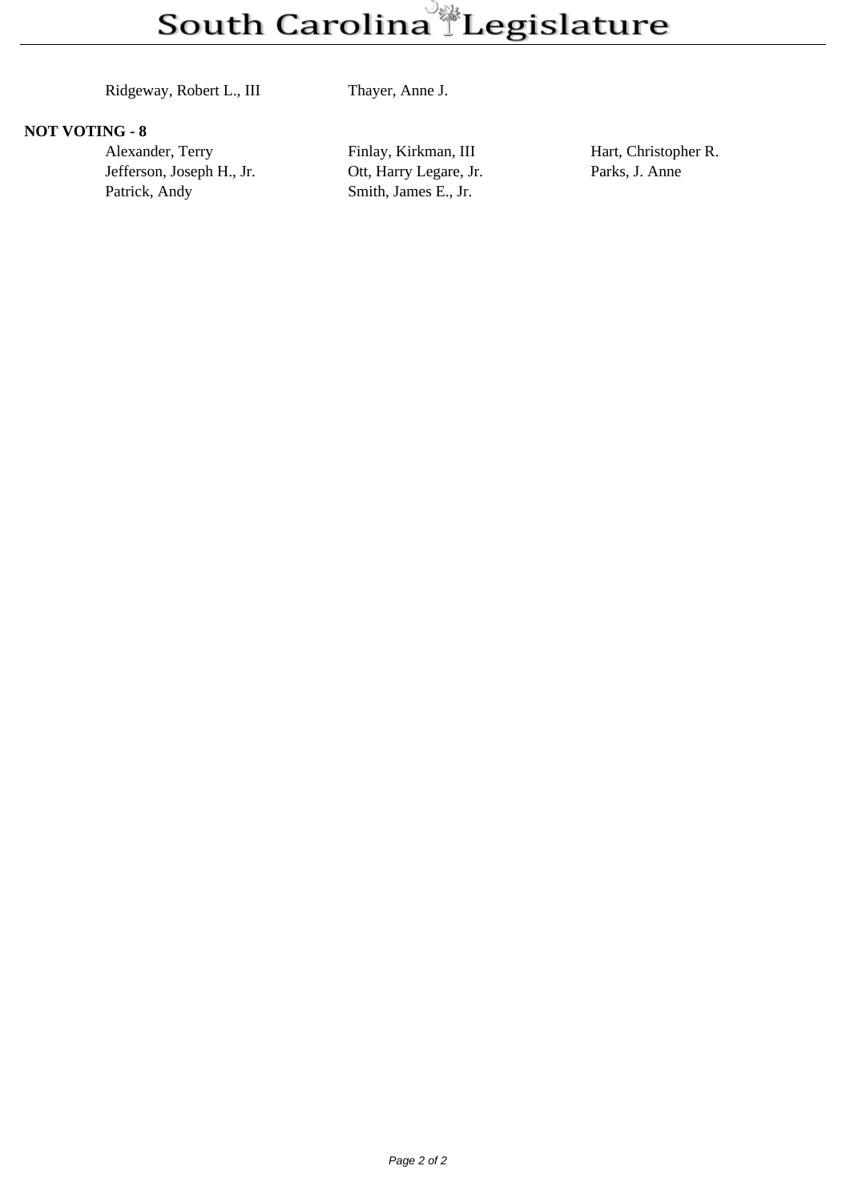Ridgeway, Robert L., III Thayer, Anne J.

**NOT VOTING - 8**

Alexander, Terry Finlay, Kirkman, III Hart, Christopher R.
Jefferson, Joseph H., Jr. Ott, Harry Legare, Jr. Parks, J. Anne
Patrick, Andy Smith, James E., Jr.